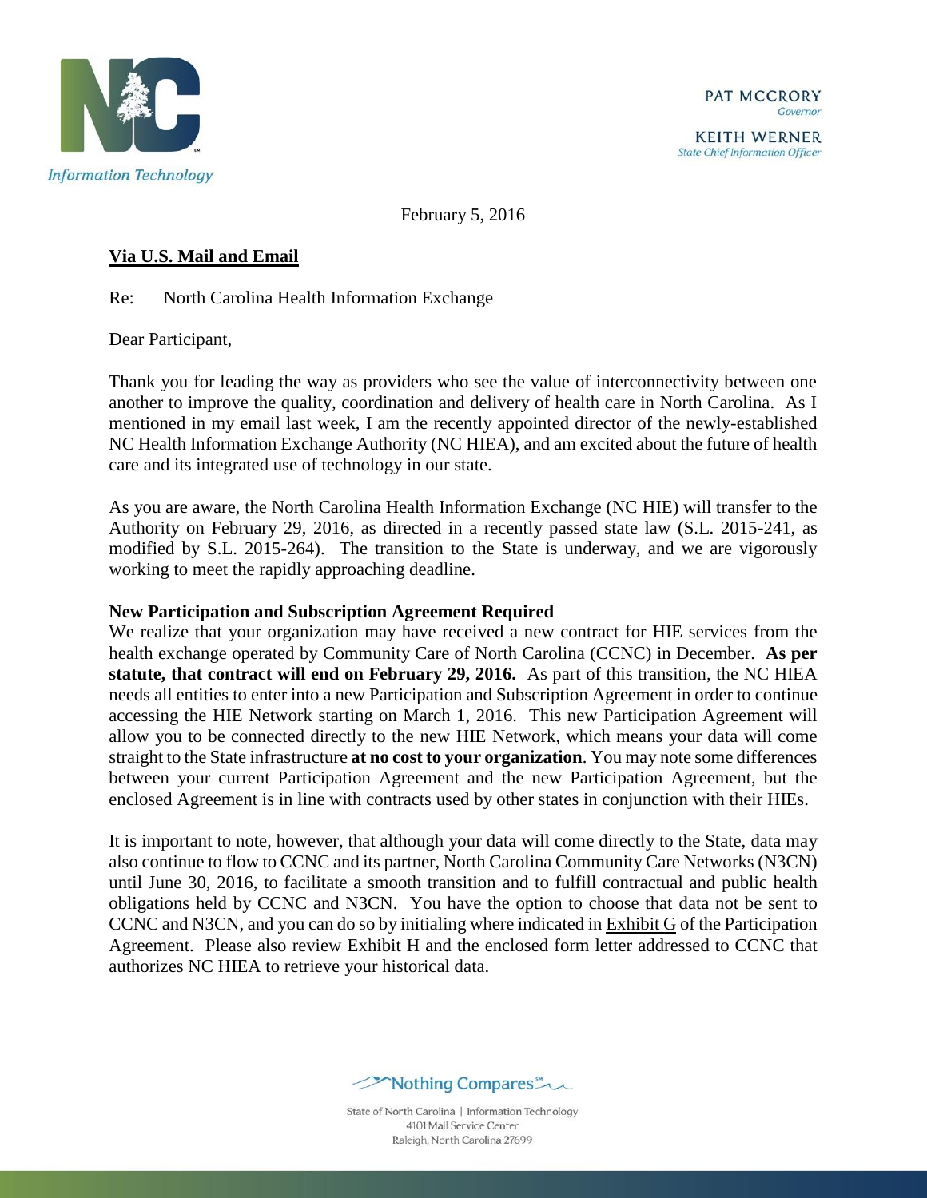Information Technology

PAT MCCRORY
*Governor*

KEITH WERNER
*State Chief Information Officer*

February 5, 2016

**Via U.S. Mail and Email**

Re: North Carolina Health Information Exchange

Dear Participant,

Thank you for leading the way as providers who see the value of interconnectivity between one another to improve the quality, coordination and delivery of health care in North Carolina. As I mentioned in my email last week, I am the recently appointed director of the newly-established NC Health Information Exchange Authority (NC HIEA), and am excited about the future of health care and its integrated use of technology in our state.

As you are aware, the North Carolina Health Information Exchange (NC HIE) will transfer to the Authority on February 29, 2016, as directed in a recently passed state law (S.L. 2015-241, as modified by S.L. 2015-264). The transition to the State is underway, and we are vigorously working to meet the rapidly approaching deadline.

**New Participation and Subscription Agreement Required**

We realize that your organization may have received a new contract for HIE services from the health exchange operated by Community Care of North Carolina (CCNC) in December. **As per statute, that contract will end on February 29, 2016.** As part of this transition, the NC HIEA needs all entities to enter into a new Participation and Subscription Agreement in order to continue accessing the HIE Network starting on March 1, 2016. This new Participation Agreement will allow you to be connected directly to the new HIE Network, which means your data will come straight to the State infrastructure **at no cost to your organization**. You may note some differences between your current Participation Agreement and the new Participation Agreement, but the enclosed Agreement is in line with contracts used by other states in conjunction with their HIEs.

It is important to note, however, that although your data will come directly to the State, data may also continue to flow to CCNC and its partner, North Carolina Community Care Networks (N3CN) until June 30, 2016, to facilitate a smooth transition and to fulfill contractual and public health obligations held by CCNC and N3CN. You have the option to choose that data not be sent to CCNC and N3CN, and you can do so by initialing where indicated in Exhibit G of the Participation Agreement. Please also review Exhibit H and the enclosed form letter addressed to CCNC that authorizes NC HIEA to retrieve your historical data.

Nothing Compares

State of North Carolina | Information Technology
4101 Mail Service Center
Raleigh, North Carolina 27699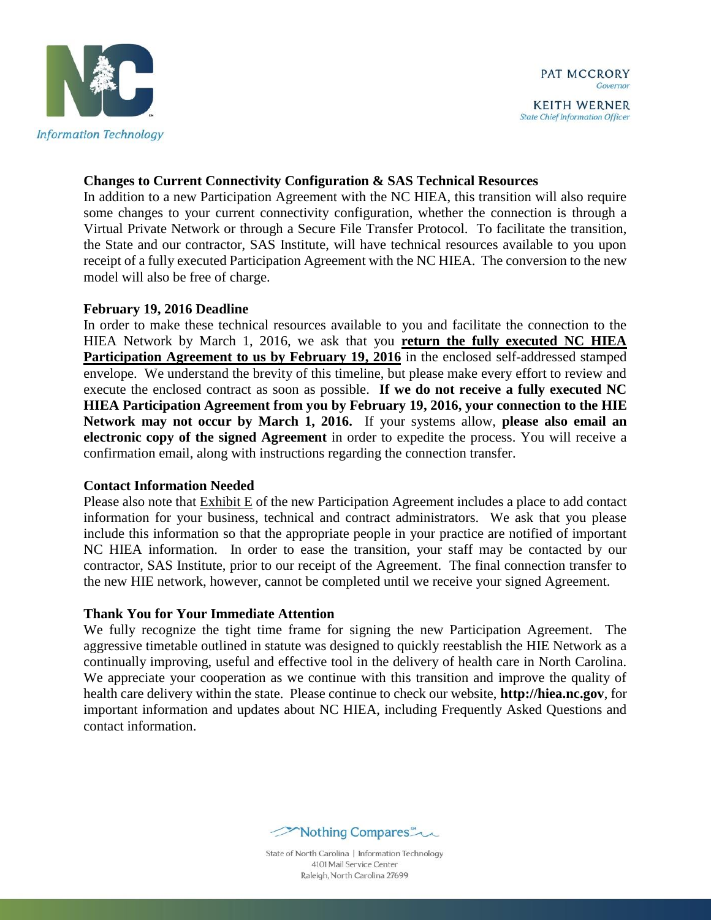## Changes to Current Connectivity Configuration & SAS Technical Resources

In addition to a new Participation Agreement with the NC HIEA, this transition will also require some changes to your current connectivity configuration, whether the connection is through a Virtual Private Network or through a Secure File Transfer Protocol. To facilitate the transition, the State and our contractor, SAS Institute, will have technical resources available to you upon receipt of a fully executed Participation Agreement with the NC HIEA. The conversion to the new model will also be free of charge.

## February 19, 2016 Deadline

In order to make these technical resources available to you and facilitate the connection to the HIEA Network by March 1, 2016, we ask that you **return the fully executed NC HIEA Participation Agreement to us by February 19, 2016** in the enclosed self-addressed stamped envelope. We understand the brevity of this timeline, but please make every effort to review and execute the enclosed contract as soon as possible. **If we do not receive a fully executed NC HIEA Participation Agreement from you by February 19, 2016, your connection to the HIE Network may not occur by March 1, 2016.** If your systems allow, **please also email an electronic copy of the signed Agreement** in order to expedite the process. You will receive a confirmation email, along with instructions regarding the connection transfer.

## Contact Information Needed

Please also note that Exhibit E of the new Participation Agreement includes a place to add contact information for your business, technical and contract administrators. We ask that you please include this information so that the appropriate people in your practice are notified of important NC HIEA information. In order to ease the transition, your staff may be contacted by our contractor, SAS Institute, prior to our receipt of the Agreement. The final connection transfer to the new HIE network, however, cannot be completed until we receive your signed Agreement.

## Thank You for Your Immediate Attention

We fully recognize the tight time frame for signing the new Participation Agreement. The aggressive timetable outlined in statute was designed to quickly reestablish the HIE Network as a continually improving, useful and effective tool in the delivery of health care in North Carolina. We appreciate your cooperation as we continue with this transition and improve the quality of health care delivery within the state. Please continue to check our website, **http://hiea.nc.gov**, for important information and updates about NC HIEA, including Frequently Asked Questions and contact information.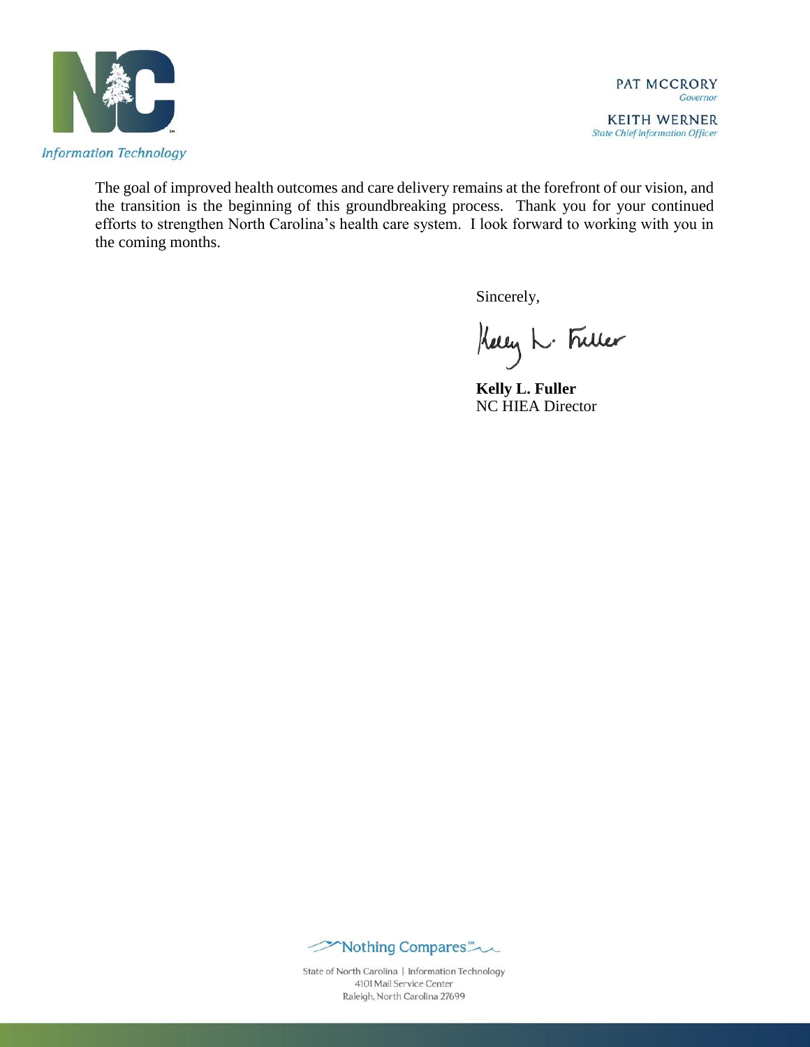PAT MCCRORY
*Governor*

KEITH WERNER
*State Chief Information Officer*

The goal of improved health outcomes and care delivery remains at the forefront of our vision, and the transition is the beginning of this groundbreaking process. Thank you for your continued efforts to strengthen North Carolina's health care system. I look forward to working with you in the coming months.

Sincerely,

**Kelly L. Fuller**
NC HIEA Director

State of North Carolina | Information Technology
4101 Mail Service Center
Raleigh, North Carolina 27699